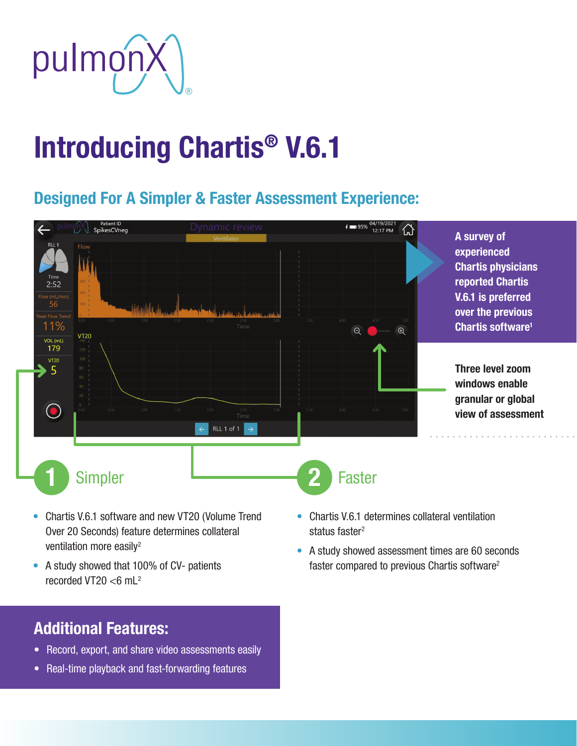pulmonX®

# Introducing Chartis® V.6.1

## Designed For A Simpler & Faster Assessment Experience:

**A survey of experienced Chartis physicians reported Chartis V.6.1 is preferred over the previous Chartis software[1]**

**Three level zoom windows enable granular or global view of assessment**

## 1 Simpler

- Chartis V.6.1 software and new VT20 (Volume Trend Over 20 Seconds) feature determines collateral ventilation more easily[2]
- A study showed that 100% of CV- patients recorded VT20 <6 mL[2]

## 2 Faster

- Chartis V.6.1 determines collateral ventilation status faster[2]
- A study showed assessment times are 60 seconds faster compared to previous Chartis software[2]

## Additional Features:

- Record, export, and share video assessments easily
- Real-time playback and fast-forwarding features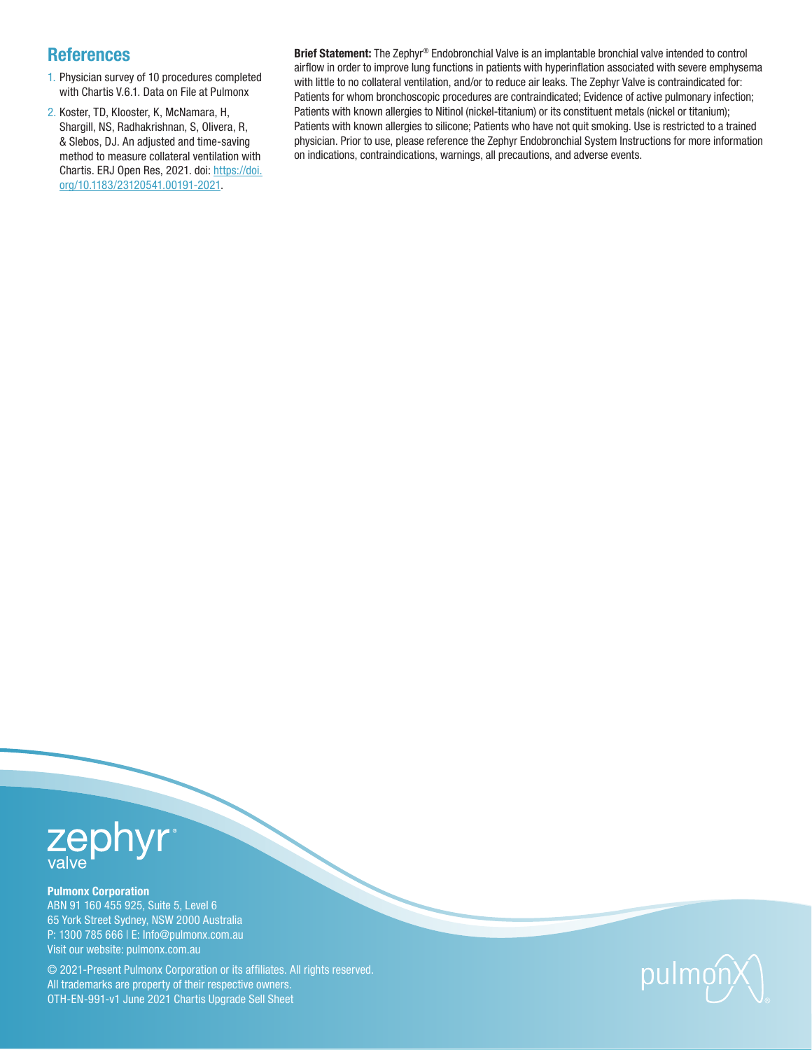## References

1. Physician survey of 10 procedures completed with Chartis V.6.1. Data on File at Pulmonx
2. Koster, TD, Klooster, K, McNamara, H, Shargill, NS, Radhakrishnan, S, Olivera, R, & Slebos, DJ. An adjusted and time-saving method to measure collateral ventilation with Chartis. ERJ Open Res, 2021. doi: https://doi.org/10.1183/23120541.00191-2021.

**Brief Statement:** The Zephyr® Endobronchial Valve is an implantable bronchial valve intended to control airflow in order to improve lung functions in patients with hyperinflation associated with severe emphysema with little to no collateral ventilation, and/or to reduce air leaks. The Zephyr Valve is contraindicated for: Patients for whom bronchoscopic procedures are contraindicated; Evidence of active pulmonary infection; Patients with known allergies to Nitinol (nickel-titanium) or its constituent metals (nickel or titanium); Patients with known allergies to silicone; Patients who have not quit smoking. Use is restricted to a trained physician. Prior to use, please reference the Zephyr Endobronchial System Instructions for more information on indications, contraindications, warnings, all precautions, and adverse events.

zephyr® valve

**Pulmonx Corporation**
ABN 91 160 455 925, Suite 5, Level 6
65 York Street Sydney, NSW 2000 Australia
P: 1300 785 666 | E: Info@pulmonx.com.au
Visit our website: pulmonx.com.au

© 2021-Present Pulmonx Corporation or its affiliates. All rights reserved.
All trademarks are property of their respective owners.
OTH-EN-991-v1 June 2021 Chartis Upgrade Sell Sheet

pulmonx®